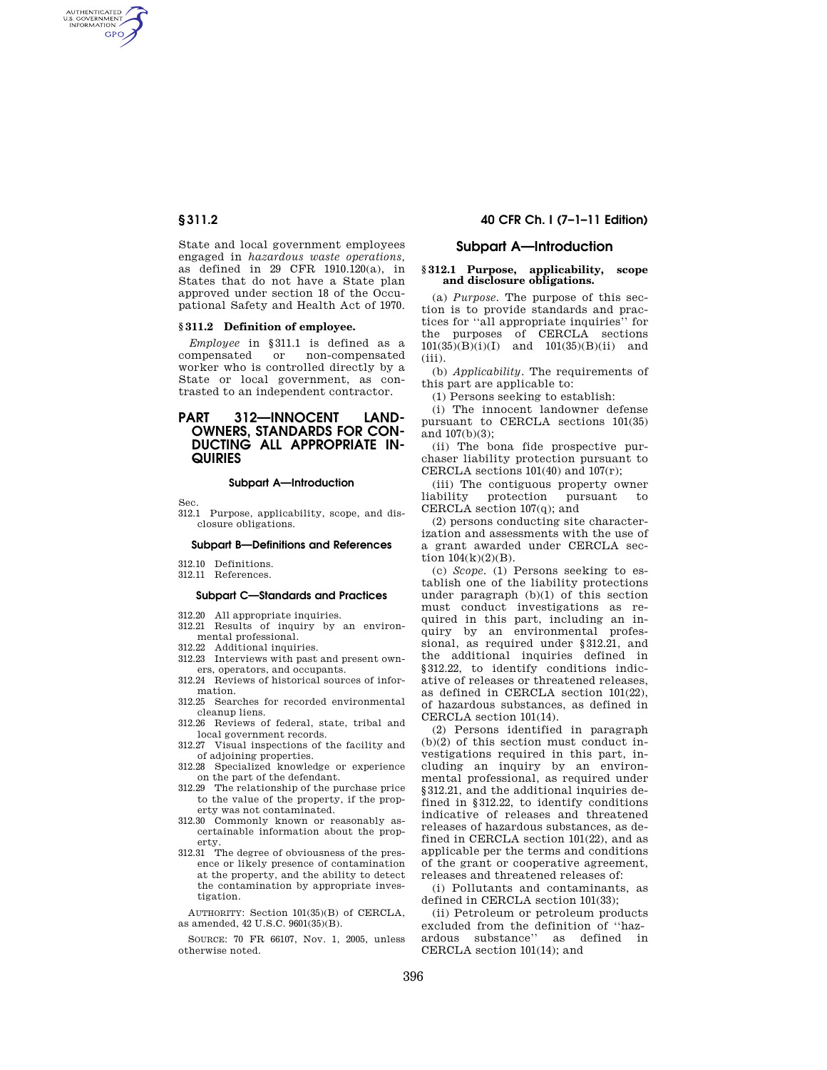State and local government employees engaged in *hazardous waste operations*, as defined in 29 CFR 1910.120(a), in States that do not have a State plan approved under section 18 of the Occupational Safety and Health Act of 1970.

### § 311.2 Definition of employee.

*Employee* in § 311.1 is defined as a compensated or non-compensated worker who is controlled directly by a State or local government, as contrasted to an independent contractor.

# PART 312—INNOCENT LANDOWNERS, STANDARDS FOR CONDUCTING ALL APPROPRIATE INQUIRIES

#### Subpart A—Introduction

Sec.
312.1 Purpose, applicability, scope, and disclosure obligations.

#### Subpart B—Definitions and References

312.10 Definitions.
312.11 References.

#### Subpart C—Standards and Practices

312.20 All appropriate inquiries.
312.21 Results of inquiry by an environmental professional.
312.22 Additional inquiries.
312.23 Interviews with past and present owners, operators, and occupants.
312.24 Reviews of historical sources of information.
312.25 Searches for recorded environmental cleanup liens.
312.26 Reviews of federal, state, tribal and local government records.
312.27 Visual inspections of the facility and of adjoining properties.
312.28 Specialized knowledge or experience on the part of the defendant.
312.29 The relationship of the purchase price to the value of the property, if the property was not contaminated.
312.30 Commonly known or reasonably ascertainable information about the property.
312.31 The degree of obviousness of the presence or likely presence of contamination at the property, and the ability to detect the contamination by appropriate investigation.

AUTHORITY: Section 101(35)(B) of CERCLA, as amended, 42 U.S.C. 9601(35)(B).

SOURCE: 70 FR 66107, Nov. 1, 2005, unless otherwise noted.

## Subpart A—Introduction

### § 312.1 Purpose, applicability, scope and disclosure obligations.

(a) *Purpose*. The purpose of this section is to provide standards and practices for "all appropriate inquiries" for the purposes of CERCLA sections 101(35)(B)(i)(I) and 101(35)(B)(ii) and (iii).

(b) *Applicability*. The requirements of this part are applicable to:

(1) Persons seeking to establish:

(i) The innocent landowner defense pursuant to CERCLA sections 101(35) and 107(b)(3);

(ii) The bona fide prospective purchaser liability protection pursuant to CERCLA sections 101(40) and 107(r);

(iii) The contiguous property owner liability protection pursuant to CERCLA section 107(q); and

(2) persons conducting site characterization and assessments with the use of a grant awarded under CERCLA section 104(k)(2)(B).

(c) *Scope*. (1) Persons seeking to establish one of the liability protections under paragraph (b)(1) of this section must conduct investigations as required in this part, including an inquiry by an environmental professional, as required under § 312.21, and the additional inquiries defined in § 312.22, to identify conditions indicative of releases or threatened releases, as defined in CERCLA section 101(22), of hazardous substances, as defined in CERCLA section 101(14).

(2) Persons identified in paragraph (b)(2) of this section must conduct investigations required in this part, including an inquiry by an environmental professional, as required under § 312.21, and the additional inquiries defined in § 312.22, to identify conditions indicative of releases and threatened releases of hazardous substances, as defined in CERCLA section 101(22), and as applicable per the terms and conditions of the grant or cooperative agreement, releases and threatened releases of:

(i) Pollutants and contaminants, as defined in CERCLA section 101(33);

(ii) Petroleum or petroleum products excluded from the definition of "hazardous substance" as defined in CERCLA section 101(14); and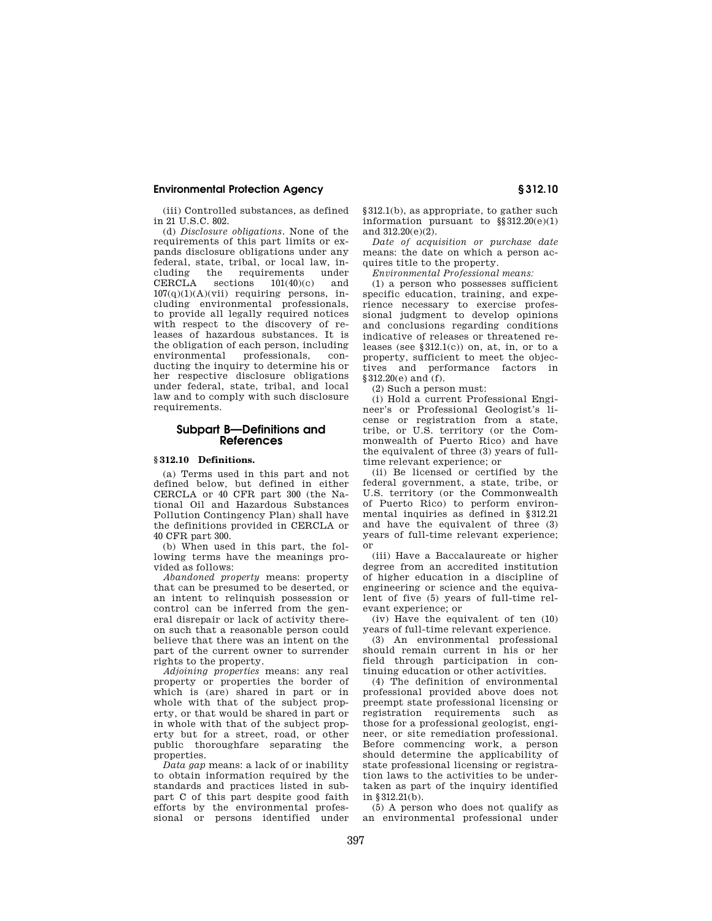(iii) Controlled substances, as defined in 21 U.S.C. 802.

(d) *Disclosure obligations.* None of the requirements of this part limits or expands disclosure obligations under any federal, state, tribal, or local law, including the requirements under CERCLA sections 101(40)(c) and 107(q)(1)(A)(vii) requiring persons, including environmental professionals, to provide all legally required notices with respect to the discovery of releases of hazardous substances. It is the obligation of each person, including environmental professionals, conducting the inquiry to determine his or her respective disclosure obligations under federal, state, tribal, and local law and to comply with such disclosure requirements.

## Subpart B—Definitions and References

### § 312.10 Definitions.

(a) Terms used in this part and not defined below, but defined in either CERCLA or 40 CFR part 300 (the National Oil and Hazardous Substances Pollution Contingency Plan) shall have the definitions provided in CERCLA or 40 CFR part 300.

(b) When used in this part, the following terms have the meanings provided as follows:

*Abandoned property* means: property that can be presumed to be deserted, or an intent to relinquish possession or control can be inferred from the general disrepair or lack of activity thereon such that a reasonable person could believe that there was an intent on the part of the current owner to surrender rights to the property.

*Adjoining properties* means: any real property or properties the border of which is (are) shared in part or in whole with that of the subject property, or that would be shared in part or in whole with that of the subject property but for a street, road, or other public thoroughfare separating the properties.

*Data gap* means: a lack of or inability to obtain information required by the standards and practices listed in subpart C of this part despite good faith efforts by the environmental professional or persons identified under §312.1(b), as appropriate, to gather such information pursuant to §§312.20(e)(1) and 312.20(e)(2).

*Date of acquisition or purchase date* means: the date on which a person acquires title to the property.

*Environmental Professional means:*

(1) a person who possesses sufficient specific education, training, and experience necessary to exercise professional judgment to develop opinions and conclusions regarding conditions indicative of releases or threatened releases (see §312.1(c)) on, at, in, or to a property, sufficient to meet the objectives and performance factors in §312.20(e) and (f).

(2) Such a person must:

(i) Hold a current Professional Engineer's or Professional Geologist's license or registration from a state, tribe, or U.S. territory (or the Commonwealth of Puerto Rico) and have the equivalent of three (3) years of full-time relevant experience; or

(ii) Be licensed or certified by the federal government, a state, tribe, or U.S. territory (or the Commonwealth of Puerto Rico) to perform environmental inquiries as defined in §312.21 and have the equivalent of three (3) years of full-time relevant experience; or

(iii) Have a Baccalaureate or higher degree from an accredited institution of higher education in a discipline of engineering or science and the equivalent of five (5) years of full-time relevant experience; or

(iv) Have the equivalent of ten (10) years of full-time relevant experience.

(3) An environmental professional should remain current in his or her field through participation in continuing education or other activities.

(4) The definition of environmental professional provided above does not preempt state professional licensing or registration requirements such as those for a professional geologist, engineer, or site remediation professional. Before commencing work, a person should determine the applicability of state professional licensing or registration laws to the activities to be undertaken as part of the inquiry identified in §312.21(b).

(5) A person who does not qualify as an environmental professional under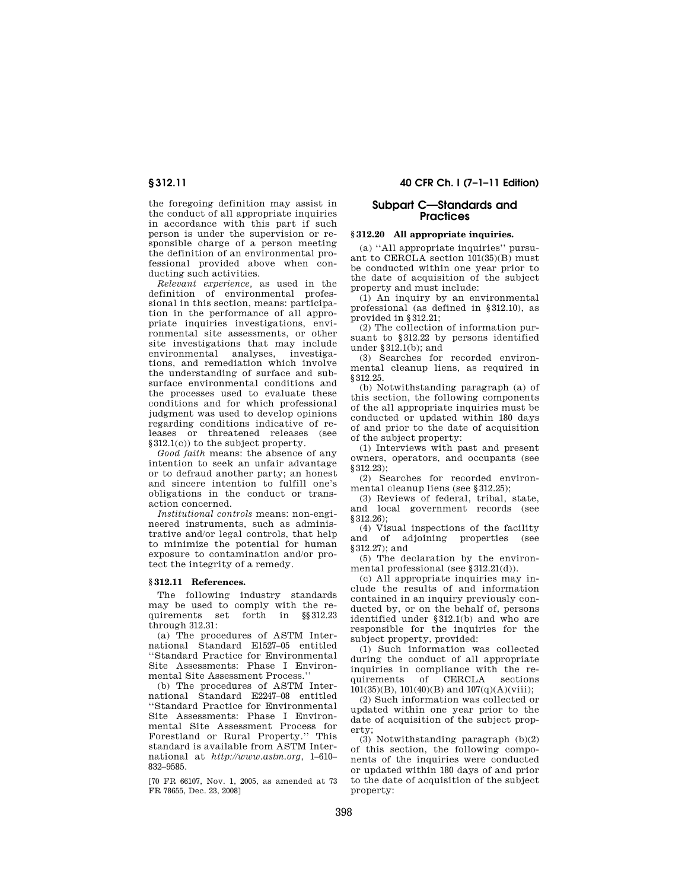the foregoing definition may assist in the conduct of all appropriate inquiries in accordance with this part if such person is under the supervision or responsible charge of a person meeting the definition of an environmental professional provided above when conducting such activities.

*Relevant experience*, as used in the definition of environmental professional in this section, means: participation in the performance of all appropriate inquiries investigations, environmental site assessments, or other site investigations that may include environmental analyses, investigations, and remediation which involve the understanding of surface and subsurface environmental conditions and the processes used to evaluate these conditions and for which professional judgment was used to develop opinions regarding conditions indicative of releases or threatened releases (see §312.1(c)) to the subject property.

*Good faith* means: the absence of any intention to seek an unfair advantage or to defraud another party; an honest and sincere intention to fulfill one's obligations in the conduct or transaction concerned.

*Institutional controls* means: non-engineered instruments, such as administrative and/or legal controls, that help to minimize the potential for human exposure to contamination and/or protect the integrity of a remedy.

### § 312.11 References.

The following industry standards may be used to comply with the requirements set forth in §§312.23 through 312.31:

(a) The procedures of ASTM International Standard E1527–05 entitled ''Standard Practice for Environmental Site Assessments: Phase I Environmental Site Assessment Process.''

(b) The procedures of ASTM International Standard E2247–08 entitled ''Standard Practice for Environmental Site Assessments: Phase I Environmental Site Assessment Process for Forestland or Rural Property.'' This standard is available from ASTM International at *http://www.astm.org*, 1–610–832–9585.

[70 FR 66107, Nov. 1, 2005, as amended at 73 FR 78655, Dec. 23, 2008]

## Subpart C—Standards and Practices

### § 312.20 All appropriate inquiries.

(a) ''All appropriate inquiries'' pursuant to CERCLA section 101(35)(B) must be conducted within one year prior to the date of acquisition of the subject property and must include:

(1) An inquiry by an environmental professional (as defined in §312.10), as provided in §312.21;

(2) The collection of information pursuant to §312.22 by persons identified under §312.1(b); and

(3) Searches for recorded environmental cleanup liens, as required in §312.25.

(b) Notwithstanding paragraph (a) of this section, the following components of the all appropriate inquiries must be conducted or updated within 180 days of and prior to the date of acquisition of the subject property:

(1) Interviews with past and present owners, operators, and occupants (see §312.23);

(2) Searches for recorded environmental cleanup liens (see §312.25);

(3) Reviews of federal, tribal, state, and local government records (see §312.26);

(4) Visual inspections of the facility and of adjoining properties (see §312.27); and

(5) The declaration by the environmental professional (see §312.21(d)).

(c) All appropriate inquiries may include the results of and information contained in an inquiry previously conducted by, or on the behalf of, persons identified under §312.1(b) and who are responsible for the inquiries for the subject property, provided:

(1) Such information was collected during the conduct of all appropriate inquiries in compliance with the requirements of CERCLA sections 101(35)(B), 101(40)(B) and 107(q)(A)(viii);

(2) Such information was collected or updated within one year prior to the date of acquisition of the subject property;

(3) Notwithstanding paragraph (b)(2) of this section, the following components of the inquiries were conducted or updated within 180 days of and prior to the date of acquisition of the subject property: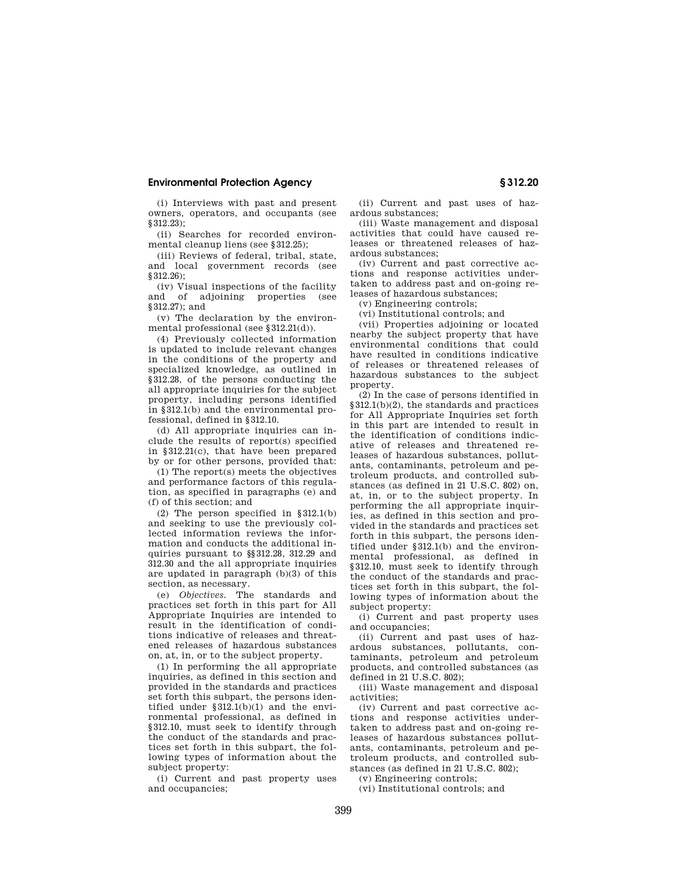(i) Interviews with past and present owners, operators, and occupants (see §312.23);

(ii) Searches for recorded environmental cleanup liens (see §312.25);

(iii) Reviews of federal, tribal, state, and local government records (see §312.26);

(iv) Visual inspections of the facility and of adjoining properties (see §312.27); and

(v) The declaration by the environmental professional (see §312.21(d)).

(4) Previously collected information is updated to include relevant changes in the conditions of the property and specialized knowledge, as outlined in §312.28, of the persons conducting the all appropriate inquiries for the subject property, including persons identified in §312.1(b) and the environmental professional, defined in §312.10.

(d) All appropriate inquiries can include the results of report(s) specified in §312.21(c), that have been prepared by or for other persons, provided that:

(1) The report(s) meets the objectives and performance factors of this regulation, as specified in paragraphs (e) and (f) of this section; and

(2) The person specified in §312.1(b) and seeking to use the previously collected information reviews the information and conducts the additional inquiries pursuant to §§312.28, 312.29 and 312.30 and the all appropriate inquiries are updated in paragraph (b)(3) of this section, as necessary.

(e) *Objectives.* The standards and practices set forth in this part for All Appropriate Inquiries are intended to result in the identification of conditions indicative of releases and threatened releases of hazardous substances on, at, in, or to the subject property.

(1) In performing the all appropriate inquiries, as defined in this section and provided in the standards and practices set forth this subpart, the persons identified under §312.1(b)(1) and the environmental professional, as defined in §312.10, must seek to identify through the conduct of the standards and practices set forth in this subpart, the following types of information about the subject property:

(i) Current and past property uses and occupancies;

(ii) Current and past uses of hazardous substances;

(iii) Waste management and disposal activities that could have caused releases or threatened releases of hazardous substances;

(iv) Current and past corrective actions and response activities undertaken to address past and on-going releases of hazardous substances;

(v) Engineering controls;

(vi) Institutional controls; and

(vii) Properties adjoining or located nearby the subject property that have environmental conditions that could have resulted in conditions indicative of releases or threatened releases of hazardous substances to the subject property.

(2) In the case of persons identified in §312.1(b)(2), the standards and practices for All Appropriate Inquiries set forth in this part are intended to result in the identification of conditions indicative of releases and threatened releases of hazardous substances, pollutants, contaminants, petroleum and petroleum products, and controlled substances (as defined in 21 U.S.C. 802) on, at, in, or to the subject property. In performing the all appropriate inquiries, as defined in this section and provided in the standards and practices set forth in this subpart, the persons identified under §312.1(b) and the environmental professional, as defined in §312.10, must seek to identify through the conduct of the standards and practices set forth in this subpart, the following types of information about the subject property:

(i) Current and past property uses and occupancies;

(ii) Current and past uses of hazardous substances, pollutants, contaminants, petroleum and petroleum products, and controlled substances (as defined in 21 U.S.C. 802);

(iii) Waste management and disposal activities;

(iv) Current and past corrective actions and response activities undertaken to address past and on-going releases of hazardous substances pollutants, contaminants, petroleum and petroleum products, and controlled substances (as defined in 21 U.S.C. 802);

(v) Engineering controls;

(vi) Institutional controls; and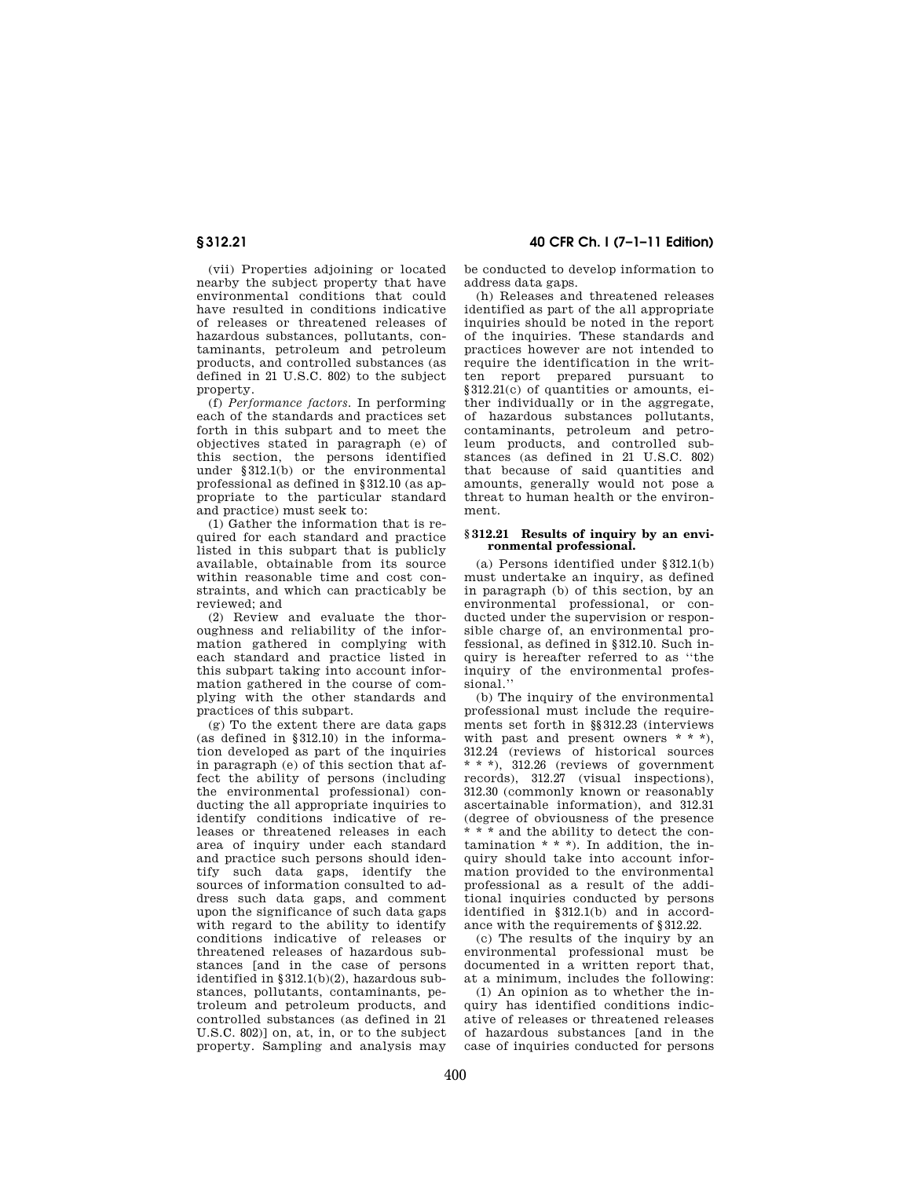(vii) Properties adjoining or located nearby the subject property that have environmental conditions that could have resulted in conditions indicative of releases or threatened releases of hazardous substances, pollutants, contaminants, petroleum and petroleum products, and controlled substances (as defined in 21 U.S.C. 802) to the subject property.

(f) *Performance factors.* In performing each of the standards and practices set forth in this subpart and to meet the objectives stated in paragraph (e) of this section, the persons identified under §312.1(b) or the environmental professional as defined in §312.10 (as appropriate to the particular standard and practice) must seek to:

(1) Gather the information that is required for each standard and practice listed in this subpart that is publicly available, obtainable from its source within reasonable time and cost constraints, and which can practicably be reviewed; and

(2) Review and evaluate the thoroughness and reliability of the information gathered in complying with each standard and practice listed in this subpart taking into account information gathered in the course of complying with the other standards and practices of this subpart.

(g) To the extent there are data gaps (as defined in §312.10) in the information developed as part of the inquiries in paragraph (e) of this section that affect the ability of persons (including the environmental professional) conducting the all appropriate inquiries to identify conditions indicative of releases or threatened releases in each area of inquiry under each standard and practice such persons should identify such data gaps, identify the sources of information consulted to address such data gaps, and comment upon the significance of such data gaps with regard to the ability to identify conditions indicative of releases or threatened releases of hazardous substances [and in the case of persons identified in §312.1(b)(2), hazardous substances, pollutants, contaminants, petroleum and petroleum products, and controlled substances (as defined in 21 U.S.C. 802)] on, at, in, or to the subject property. Sampling and analysis may be conducted to develop information to address data gaps.

(h) Releases and threatened releases identified as part of the all appropriate inquiries should be noted in the report of the inquiries. These standards and practices however are not intended to require the identification in the written report prepared pursuant to §312.21(c) of quantities or amounts, either individually or in the aggregate, of hazardous substances pollutants, contaminants, petroleum and petroleum products, and controlled substances (as defined in 21 U.S.C. 802) that because of said quantities and amounts, generally would not pose a threat to human health or the environment.

### §312.21 Results of inquiry by an environmental professional.

(a) Persons identified under §312.1(b) must undertake an inquiry, as defined in paragraph (b) of this section, by an environmental professional, or conducted under the supervision or responsible charge of, an environmental professional, as defined in §312.10. Such inquiry is hereafter referred to as ''the inquiry of the environmental professional.''

(b) The inquiry of the environmental professional must include the requirements set forth in §§312.23 (interviews with past and present owners * * *), 312.24 (reviews of historical sources * * *), 312.26 (reviews of government records), 312.27 (visual inspections), 312.30 (commonly known or reasonably ascertainable information), and 312.31 (degree of obviousness of the presence * * * and the ability to detect the contamination * * *). In addition, the inquiry should take into account information provided to the environmental professional as a result of the additional inquiries conducted by persons identified in §312.1(b) and in accordance with the requirements of §312.22.

(c) The results of the inquiry by an environmental professional must be documented in a written report that, at a minimum, includes the following:

(1) An opinion as to whether the inquiry has identified conditions indicative of releases or threatened releases of hazardous substances [and in the case of inquiries conducted for persons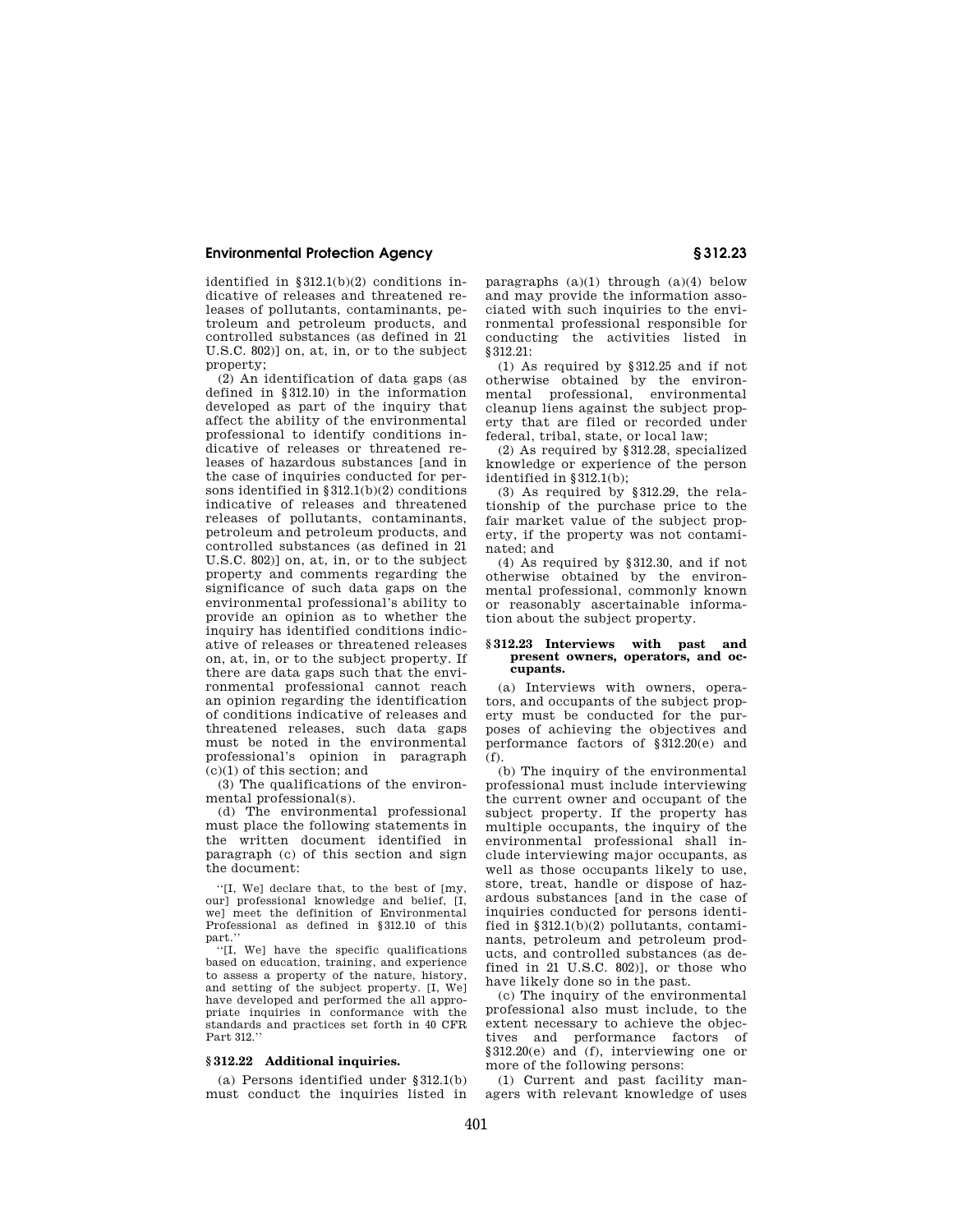identified in §312.1(b)(2) conditions indicative of releases and threatened releases of pollutants, contaminants, petroleum and petroleum products, and controlled substances (as defined in 21 U.S.C. 802)] on, at, in, or to the subject property;

(2) An identification of data gaps (as defined in §312.10) in the information developed as part of the inquiry that affect the ability of the environmental professional to identify conditions indicative of releases or threatened releases of hazardous substances [and in the case of inquiries conducted for persons identified in §312.1(b)(2) conditions indicative of releases and threatened releases of pollutants, contaminants, petroleum and petroleum products, and controlled substances (as defined in 21 U.S.C. 802)] on, at, in, or to the subject property and comments regarding the significance of such data gaps on the environmental professional's ability to provide an opinion as to whether the inquiry has identified conditions indicative of releases or threatened releases on, at, in, or to the subject property. If there are data gaps such that the environmental professional cannot reach an opinion regarding the identification of conditions indicative of releases and threatened releases, such data gaps must be noted in the environmental professional's opinion in paragraph (c)(1) of this section; and

(3) The qualifications of the environmental professional(s).

(d) The environmental professional must place the following statements in the written document identified in paragraph (c) of this section and sign the document:

''[I, We] declare that, to the best of [my, our] professional knowledge and belief, [I, we] meet the definition of Environmental Professional as defined in §312.10 of this part.''

''[I, We] have the specific qualifications based on education, training, and experience to assess a property of the nature, history, and setting of the subject property. [I, We] have developed and performed the all appropriate inquiries in conformance with the standards and practices set forth in 40 CFR Part 312.''

### §312.22 Additional inquiries.

(a) Persons identified under §312.1(b) must conduct the inquiries listed in paragraphs (a)(1) through (a)(4) below and may provide the information associated with such inquiries to the environmental professional responsible for conducting the activities listed in §312.21:

(1) As required by §312.25 and if not otherwise obtained by the environmental professional, environmental cleanup liens against the subject property that are filed or recorded under federal, tribal, state, or local law;

(2) As required by §312.28, specialized knowledge or experience of the person identified in §312.1(b);

(3) As required by §312.29, the relationship of the purchase price to the fair market value of the subject property, if the property was not contaminated; and

(4) As required by §312.30, and if not otherwise obtained by the environmental professional, commonly known or reasonably ascertainable information about the subject property.

### §312.23 Interviews with past and present owners, operators, and occupants.

(a) Interviews with owners, operators, and occupants of the subject property must be conducted for the purposes of achieving the objectives and performance factors of §312.20(e) and (f).

(b) The inquiry of the environmental professional must include interviewing the current owner and occupant of the subject property. If the property has multiple occupants, the inquiry of the environmental professional shall include interviewing major occupants, as well as those occupants likely to use, store, treat, handle or dispose of hazardous substances [and in the case of inquiries conducted for persons identified in §312.1(b)(2) pollutants, contaminants, petroleum and petroleum products, and controlled substances (as defined in 21 U.S.C. 802)], or those who have likely done so in the past.

(c) The inquiry of the environmental professional also must include, to the extent necessary to achieve the objectives and performance factors of §312.20(e) and (f), interviewing one or more of the following persons:

(1) Current and past facility managers with relevant knowledge of uses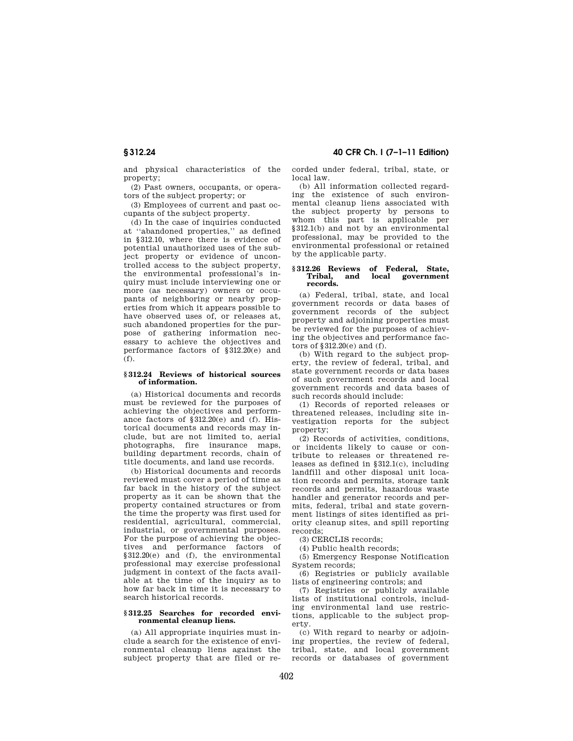and physical characteristics of the property;

(2) Past owners, occupants, or operators of the subject property; or

(3) Employees of current and past occupants of the subject property.

(d) In the case of inquiries conducted at ''abandoned properties,'' as defined in §312.10, where there is evidence of potential unauthorized uses of the subject property or evidence of uncontrolled access to the subject property, the environmental professional's inquiry must include interviewing one or more (as necessary) owners or occupants of neighboring or nearby properties from which it appears possible to have observed uses of, or releases at, such abandoned properties for the purpose of gathering information necessary to achieve the objectives and performance factors of §312.20(e) and (f).

### § 312.24 Reviews of historical sources of information.

(a) Historical documents and records must be reviewed for the purposes of achieving the objectives and performance factors of §312.20(e) and (f). Historical documents and records may include, but are not limited to, aerial photographs, fire insurance maps, building department records, chain of title documents, and land use records.

(b) Historical documents and records reviewed must cover a period of time as far back in the history of the subject property as it can be shown that the property contained structures or from the time the property was first used for residential, agricultural, commercial, industrial, or governmental purposes. For the purpose of achieving the objectives and performance factors of §312.20(e) and (f), the environmental professional may exercise professional judgment in context of the facts available at the time of the inquiry as to how far back in time it is necessary to search historical records.

### § 312.25 Searches for recorded environmental cleanup liens.

(a) All appropriate inquiries must include a search for the existence of environmental cleanup liens against the subject property that are filed or recorded under federal, tribal, state, or local law.

(b) All information collected regarding the existence of such environmental cleanup liens associated with the subject property by persons to whom this part is applicable per §312.1(b) and not by an environmental professional, may be provided to the environmental professional or retained by the applicable party.

### § 312.26 Reviews of Federal, State, Tribal, and local government records.

(a) Federal, tribal, state, and local government records or data bases of government records of the subject property and adjoining properties must be reviewed for the purposes of achieving the objectives and performance factors of §312.20(e) and (f).

(b) With regard to the subject property, the review of federal, tribal, and state government records or data bases of such government records and local government records and data bases of such records should include:

(1) Records of reported releases or threatened releases, including site investigation reports for the subject property;

(2) Records of activities, conditions, or incidents likely to cause or contribute to releases or threatened releases as defined in §312.1(c), including landfill and other disposal unit location records and permits, storage tank records and permits, hazardous waste handler and generator records and permits, federal, tribal and state government listings of sites identified as priority cleanup sites, and spill reporting records;

(3) CERCLIS records;

(4) Public health records;

(5) Emergency Response Notification System records;

(6) Registries or publicly available lists of engineering controls; and

(7) Registries or publicly available lists of institutional controls, including environmental land use restrictions, applicable to the subject property.

(c) With regard to nearby or adjoining properties, the review of federal, tribal, state, and local government records or databases of government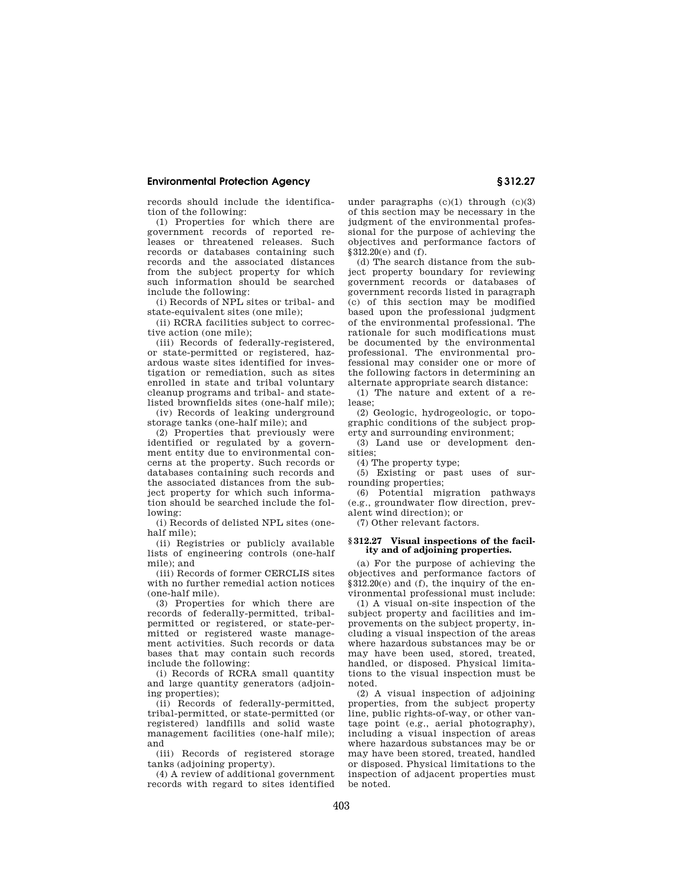records should include the identification of the following:

(1) Properties for which there are government records of reported releases or threatened releases. Such records or databases containing such records and the associated distances from the subject property for which such information should be searched include the following:

(i) Records of NPL sites or tribal- and state-equivalent sites (one mile);

(ii) RCRA facilities subject to corrective action (one mile);

(iii) Records of federally-registered, or state-permitted or registered, hazardous waste sites identified for investigation or remediation, such as sites enrolled in state and tribal voluntary cleanup programs and tribal- and state-listed brownfields sites (one-half mile);

(iv) Records of leaking underground storage tanks (one-half mile); and

(2) Properties that previously were identified or regulated by a government entity due to environmental concerns at the property. Such records or databases containing such records and the associated distances from the subject property for which such information should be searched include the following:

(i) Records of delisted NPL sites (one-half mile);

(ii) Registries or publicly available lists of engineering controls (one-half mile); and

(iii) Records of former CERCLIS sites with no further remedial action notices (one-half mile).

(3) Properties for which there are records of federally-permitted, tribal-permitted or registered, or state-permitted or registered waste management activities. Such records or data bases that may contain such records include the following:

(i) Records of RCRA small quantity and large quantity generators (adjoining properties);

(ii) Records of federally-permitted, tribal-permitted, or state-permitted (or registered) landfills and solid waste management facilities (one-half mile); and

(iii) Records of registered storage tanks (adjoining property).

(4) A review of additional government records with regard to sites identified under paragraphs (c)(1) through (c)(3) of this section may be necessary in the judgment of the environmental professional for the purpose of achieving the objectives and performance factors of §312.20(e) and (f).

(d) The search distance from the subject property boundary for reviewing government records or databases of government records listed in paragraph (c) of this section may be modified based upon the professional judgment of the environmental professional. The rationale for such modifications must be documented by the environmental professional. The environmental professional may consider one or more of the following factors in determining an alternate appropriate search distance:

(1) The nature and extent of a release;

(2) Geologic, hydrogeologic, or topographic conditions of the subject property and surrounding environment;

(3) Land use or development densities;

(4) The property type;

(5) Existing or past uses of surrounding properties;

(6) Potential migration pathways (e.g., groundwater flow direction, prevalent wind direction); or

(7) Other relevant factors.

### §312.27 Visual inspections of the facility and of adjoining properties.

(a) For the purpose of achieving the objectives and performance factors of §312.20(e) and (f), the inquiry of the environmental professional must include:

(1) A visual on-site inspection of the subject property and facilities and improvements on the subject property, including a visual inspection of the areas where hazardous substances may be or may have been used, stored, treated, handled, or disposed. Physical limitations to the visual inspection must be noted.

(2) A visual inspection of adjoining properties, from the subject property line, public rights-of-way, or other vantage point (e.g., aerial photography), including a visual inspection of areas where hazardous substances may be or may have been stored, treated, handled or disposed. Physical limitations to the inspection of adjacent properties must be noted.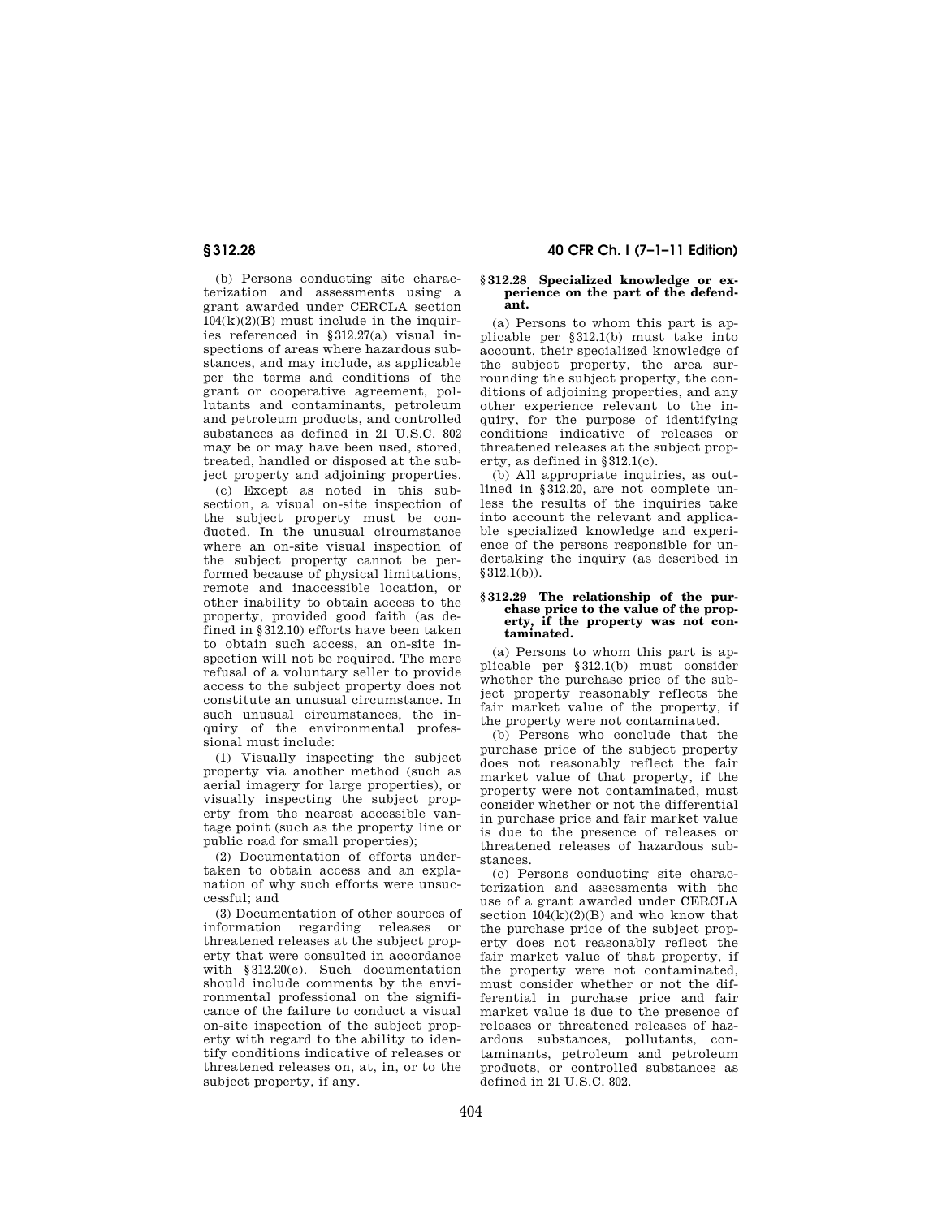(b) Persons conducting site characterization and assessments using a grant awarded under CERCLA section 104(k)(2)(B) must include in the inquiries referenced in §312.27(a) visual inspections of areas where hazardous substances, and may include, as applicable per the terms and conditions of the grant or cooperative agreement, pollutants and contaminants, petroleum and petroleum products, and controlled substances as defined in 21 U.S.C. 802 may be or may have been used, stored, treated, handled or disposed at the subject property and adjoining properties.

(c) Except as noted in this subsection, a visual on-site inspection of the subject property must be conducted. In the unusual circumstance where an on-site visual inspection of the subject property cannot be performed because of physical limitations, remote and inaccessible location, or other inability to obtain access to the property, provided good faith (as defined in §312.10) efforts have been taken to obtain such access, an on-site inspection will not be required. The mere refusal of a voluntary seller to provide access to the subject property does not constitute an unusual circumstance. In such unusual circumstances, the inquiry of the environmental professional must include:

(1) Visually inspecting the subject property via another method (such as aerial imagery for large properties), or visually inspecting the subject property from the nearest accessible vantage point (such as the property line or public road for small properties);

(2) Documentation of efforts undertaken to obtain access and an explanation of why such efforts were unsuccessful; and

(3) Documentation of other sources of information regarding releases or threatened releases at the subject property that were consulted in accordance with §312.20(e). Such documentation should include comments by the environmental professional on the significance of the failure to conduct a visual on-site inspection of the subject property with regard to the ability to identify conditions indicative of releases or threatened releases on, at, in, or to the subject property, if any.

### §312.28 Specialized knowledge or experience on the part of the defendant.

(a) Persons to whom this part is applicable per §312.1(b) must take into account, their specialized knowledge of the subject property, the area surrounding the subject property, the conditions of adjoining properties, and any other experience relevant to the inquiry, for the purpose of identifying conditions indicative of releases or threatened releases at the subject property, as defined in §312.1(c).

(b) All appropriate inquiries, as outlined in §312.20, are not complete unless the results of the inquiries take into account the relevant and applicable specialized knowledge and experience of the persons responsible for undertaking the inquiry (as described in §312.1(b)).

### §312.29 The relationship of the purchase price to the value of the property, if the property was not contaminated.

(a) Persons to whom this part is applicable per §312.1(b) must consider whether the purchase price of the subject property reasonably reflects the fair market value of the property, if the property were not contaminated.

(b) Persons who conclude that the purchase price of the subject property does not reasonably reflect the fair market value of that property, if the property were not contaminated, must consider whether or not the differential in purchase price and fair market value is due to the presence of releases or threatened releases of hazardous substances.

(c) Persons conducting site characterization and assessments with the use of a grant awarded under CERCLA section 104(k)(2)(B) and who know that the purchase price of the subject property does not reasonably reflect the fair market value of that property, if the property were not contaminated, must consider whether or not the differential in purchase price and fair market value is due to the presence of releases or threatened releases of hazardous substances, pollutants, contaminants, petroleum and petroleum products, or controlled substances as defined in 21 U.S.C. 802.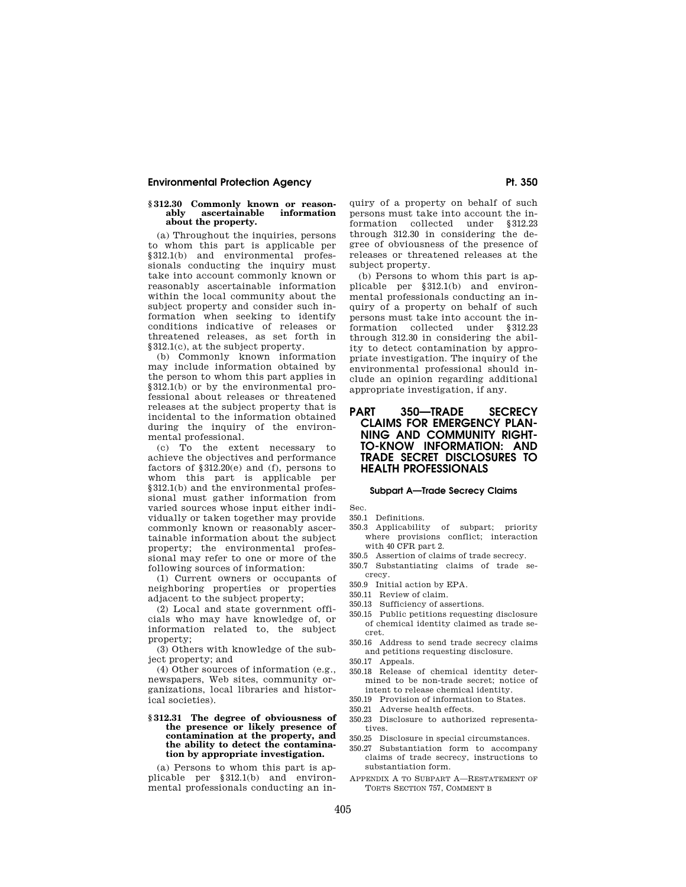### § 312.30 Commonly known or reasonably ascertainable information about the property.

(a) Throughout the inquiries, persons to whom this part is applicable per §312.1(b) and environmental professionals conducting the inquiry must take into account commonly known or reasonably ascertainable information within the local community about the subject property and consider such information when seeking to identify conditions indicative of releases or threatened releases, as set forth in §312.1(c), at the subject property.

(b) Commonly known information may include information obtained by the person to whom this part applies in §312.1(b) or by the environmental professional about releases or threatened releases at the subject property that is incidental to the information obtained during the inquiry of the environmental professional.

(c) To the extent necessary to achieve the objectives and performance factors of §312.20(e) and (f), persons to whom this part is applicable per §312.1(b) and the environmental professional must gather information from varied sources whose input either individually or taken together may provide commonly known or reasonably ascertainable information about the subject property; the environmental professional may refer to one or more of the following sources of information:

(1) Current owners or occupants of neighboring properties or properties adjacent to the subject property;

(2) Local and state government officials who may have knowledge of, or information related to, the subject property;

(3) Others with knowledge of the subject property; and

(4) Other sources of information (e.g., newspapers, Web sites, community organizations, local libraries and historical societies).

### § 312.31 The degree of obviousness of the presence or likely presence of contamination at the property, and the ability to detect the contamination by appropriate investigation.

(a) Persons to whom this part is applicable per §312.1(b) and environmental professionals conducting an inquiry of a property on behalf of such persons must take into account the information collected under §312.23 through 312.30 in considering the degree of obviousness of the presence of releases or threatened releases at the subject property.

(b) Persons to whom this part is applicable per §312.1(b) and environmental professionals conducting an inquiry of a property on behalf of such persons must take into account the information collected under §312.23 through 312.30 in considering the ability to detect contamination by appropriate investigation. The inquiry of the environmental professional should include an opinion regarding additional appropriate investigation, if any.

# PART 350—TRADE SECRECY CLAIMS FOR EMERGENCY PLANNING AND COMMUNITY RIGHT-TO-KNOW INFORMATION: AND TRADE SECRET DISCLOSURES TO HEALTH PROFESSIONALS

## Subpart A—Trade Secrecy Claims

Sec.

350.1 Definitions.

350.3 Applicability of subpart; priority where provisions conflict; interaction with 40 CFR part 2.

350.5 Assertion of claims of trade secrecy.

350.7 Substantiating claims of trade secrecy.

350.9 Initial action by EPA.

350.11 Review of claim.

350.13 Sufficiency of assertions.

350.15 Public petitions requesting disclosure of chemical identity claimed as trade secret.

350.16 Address to send trade secrecy claims and petitions requesting disclosure.

350.17 Appeals.

350.18 Release of chemical identity determined to be non-trade secret; notice of intent to release chemical identity.

350.19 Provision of information to States.

350.21 Adverse health effects.

350.23 Disclosure to authorized representatives.

350.25 Disclosure in special circumstances.

350.27 Substantiation form to accompany claims of trade secrecy, instructions to substantiation form.

APPENDIX A TO SUBPART A—RESTATEMENT OF TORTS SECTION 757, COMMENT B